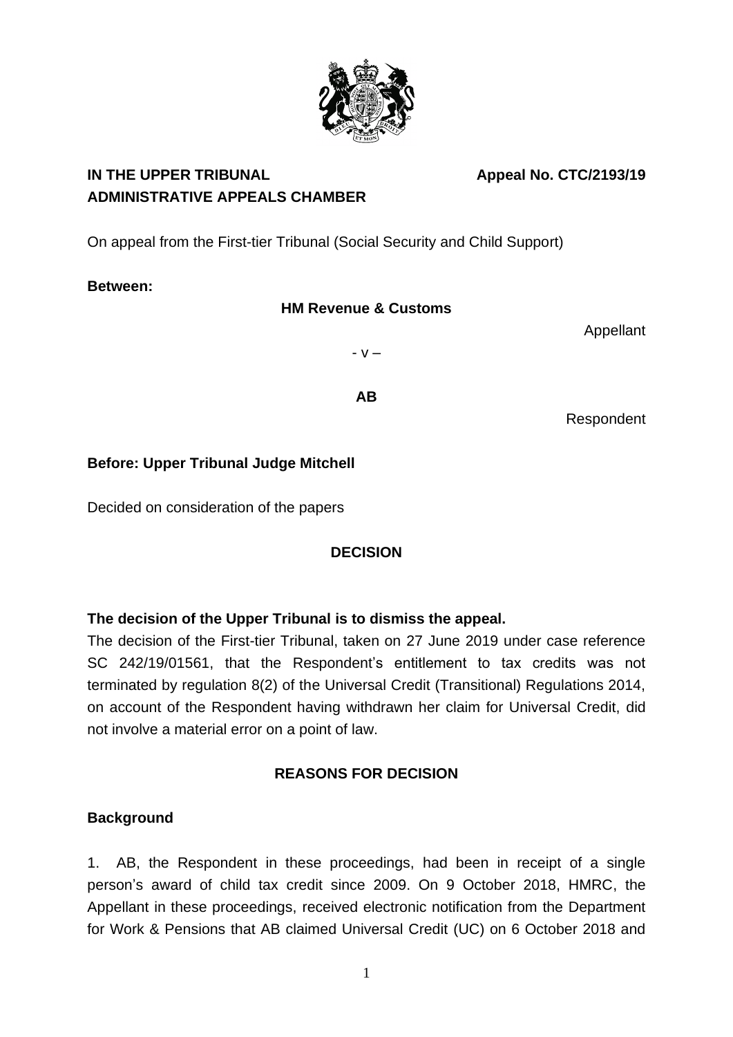**IN THE UPPER TRIBUNAL** **Appeal No. CTC/2193/19**
**ADMINISTRATIVE APPEALS CHAMBER**

On appeal from the First-tier Tribunal (Social Security and Child Support)

**Between:**

**HM Revenue & Customs**

Appellant

- v –

**AB**

Respondent

**Before: Upper Tribunal Judge Mitchell**

Decided on consideration of the papers

## DECISION

**The decision of the Upper Tribunal is to dismiss the appeal.**

The decision of the First-tier Tribunal, taken on 27 June 2019 under case reference SC 242/19/01561, that the Respondent's entitlement to tax credits was not terminated by regulation 8(2) of the Universal Credit (Transitional) Regulations 2014, on account of the Respondent having withdrawn her claim for Universal Credit, did not involve a material error on a point of law.

## REASONS FOR DECISION

### Background

1. AB, the Respondent in these proceedings, had been in receipt of a single person's award of child tax credit since 2009. On 9 October 2018, HMRC, the Appellant in these proceedings, received electronic notification from the Department for Work & Pensions that AB claimed Universal Credit (UC) on 6 October 2018 and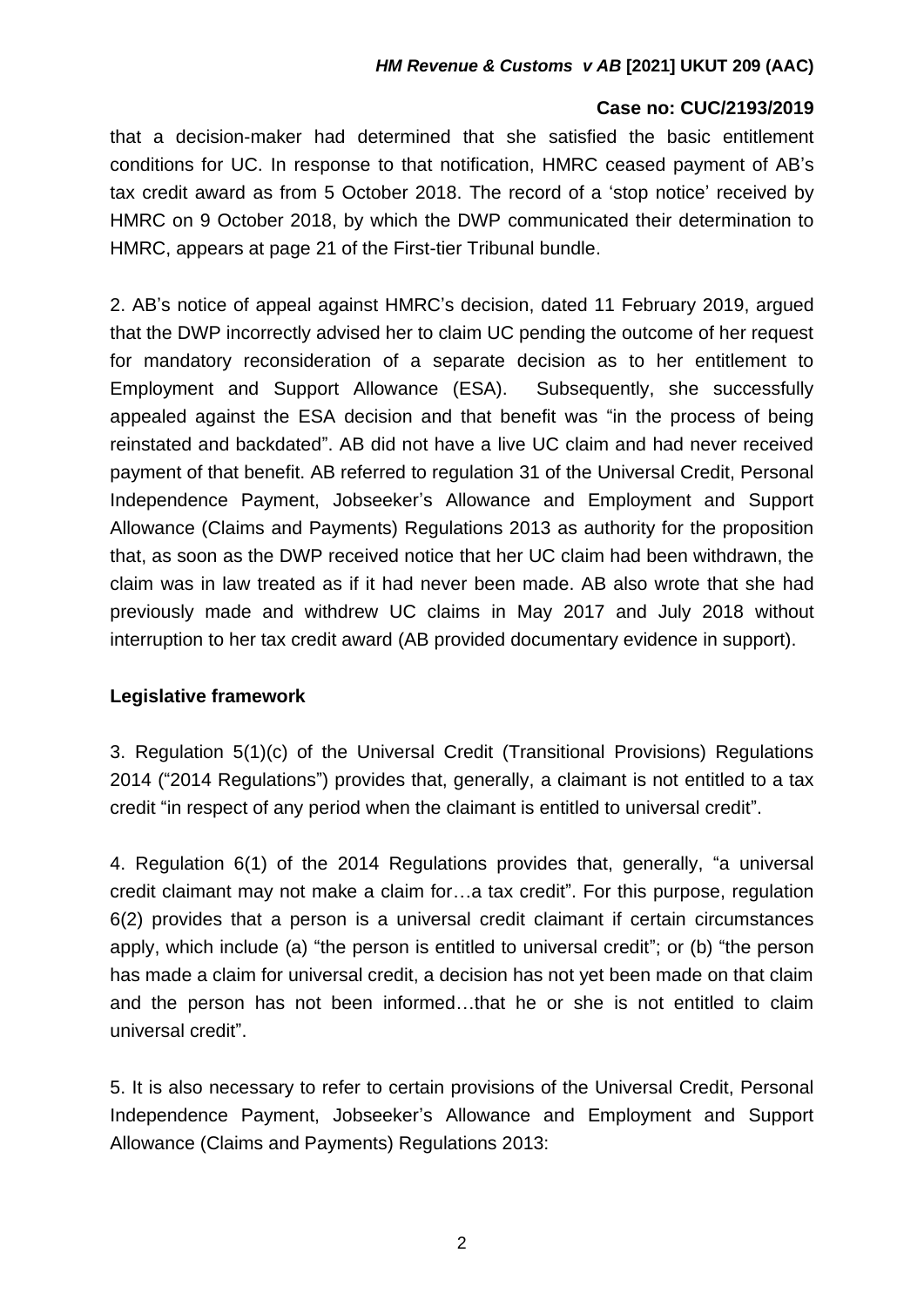that a decision-maker had determined that she satisfied the basic entitlement conditions for UC. In response to that notification, HMRC ceased payment of AB's tax credit award as from 5 October 2018. The record of a 'stop notice' received by HMRC on 9 October 2018, by which the DWP communicated their determination to HMRC, appears at page 21 of the First-tier Tribunal bundle.

2. AB's notice of appeal against HMRC's decision, dated 11 February 2019, argued that the DWP incorrectly advised her to claim UC pending the outcome of her request for mandatory reconsideration of a separate decision as to her entitlement to Employment and Support Allowance (ESA). Subsequently, she successfully appealed against the ESA decision and that benefit was "in the process of being reinstated and backdated". AB did not have a live UC claim and had never received payment of that benefit. AB referred to regulation 31 of the Universal Credit, Personal Independence Payment, Jobseeker's Allowance and Employment and Support Allowance (Claims and Payments) Regulations 2013 as authority for the proposition that, as soon as the DWP received notice that her UC claim had been withdrawn, the claim was in law treated as if it had never been made. AB also wrote that she had previously made and withdrew UC claims in May 2017 and July 2018 without interruption to her tax credit award (AB provided documentary evidence in support).

## Legislative framework

3. Regulation 5(1)(c) of the Universal Credit (Transitional Provisions) Regulations 2014 ("2014 Regulations") provides that, generally, a claimant is not entitled to a tax credit "in respect of any period when the claimant is entitled to universal credit".

4. Regulation 6(1) of the 2014 Regulations provides that, generally, "a universal credit claimant may not make a claim for…a tax credit". For this purpose, regulation 6(2) provides that a person is a universal credit claimant if certain circumstances apply, which include (a) "the person is entitled to universal credit"; or (b) "the person has made a claim for universal credit, a decision has not yet been made on that claim and the person has not been informed…that he or she is not entitled to claim universal credit".

5. It is also necessary to refer to certain provisions of the Universal Credit, Personal Independence Payment, Jobseeker's Allowance and Employment and Support Allowance (Claims and Payments) Regulations 2013: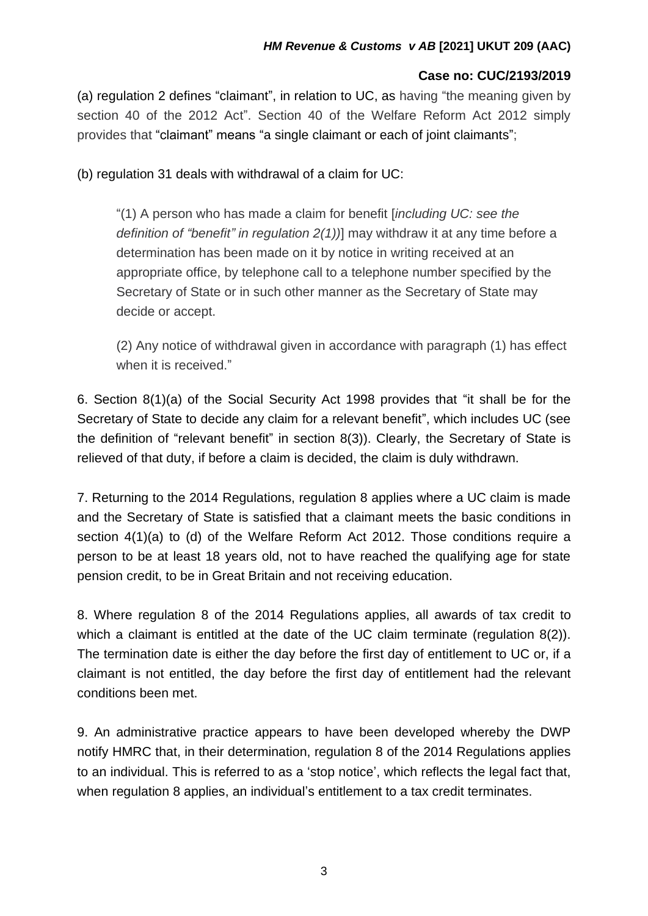(a) regulation 2 defines “claimant”, in relation to UC, as having “the meaning given by section 40 of the 2012 Act”. Section 40 of the Welfare Reform Act 2012 simply provides that “claimant” means “a single claimant or each of joint claimants”;

(b) regulation 31 deals with withdrawal of a claim for UC:

> “(1) A person who has made a claim for benefit [*including UC: see the definition of “benefit” in regulation 2(1))*] may withdraw it at any time before a determination has been made on it by notice in writing received at an appropriate office, by telephone call to a telephone number specified by the Secretary of State or in such other manner as the Secretary of State may decide or accept.
>
> (2) Any notice of withdrawal given in accordance with paragraph (1) has effect when it is received.”

6. Section 8(1)(a) of the Social Security Act 1998 provides that “it shall be for the Secretary of State to decide any claim for a relevant benefit”, which includes UC (see the definition of “relevant benefit” in section 8(3)). Clearly, the Secretary of State is relieved of that duty, if before a claim is decided, the claim is duly withdrawn.

7. Returning to the 2014 Regulations, regulation 8 applies where a UC claim is made and the Secretary of State is satisfied that a claimant meets the basic conditions in section 4(1)(a) to (d) of the Welfare Reform Act 2012. Those conditions require a person to be at least 18 years old, not to have reached the qualifying age for state pension credit, to be in Great Britain and not receiving education.

8. Where regulation 8 of the 2014 Regulations applies, all awards of tax credit to which a claimant is entitled at the date of the UC claim terminate (regulation 8(2)). The termination date is either the day before the first day of entitlement to UC or, if a claimant is not entitled, the day before the first day of entitlement had the relevant conditions been met.

9. An administrative practice appears to have been developed whereby the DWP notify HMRC that, in their determination, regulation 8 of the 2014 Regulations applies to an individual. This is referred to as a ‘stop notice’, which reflects the legal fact that, when regulation 8 applies, an individual’s entitlement to a tax credit terminates.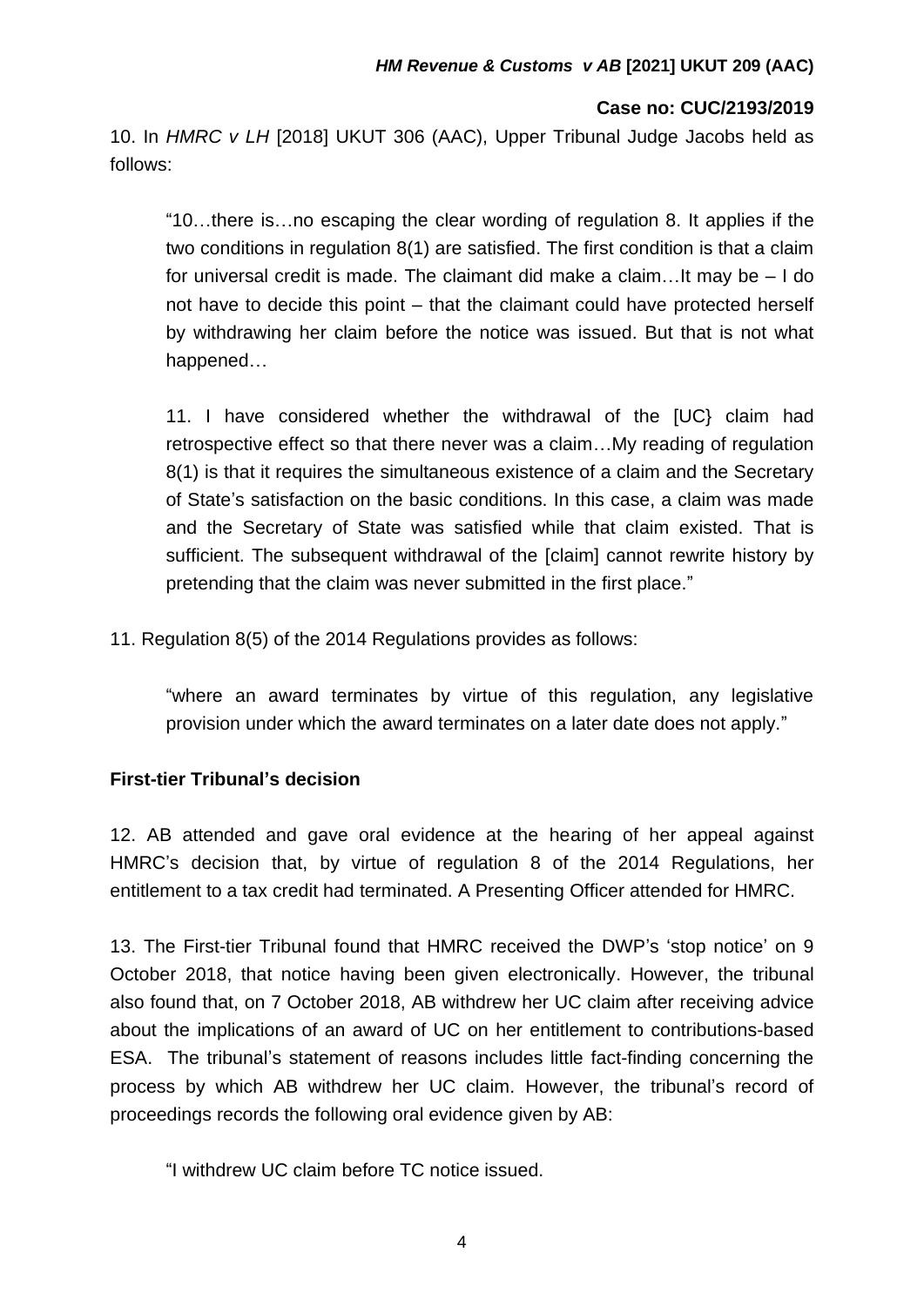10. In *HMRC v LH* [2018] UKUT 306 (AAC), Upper Tribunal Judge Jacobs held as follows:

> "10…there is…no escaping the clear wording of regulation 8. It applies if the two conditions in regulation 8(1) are satisfied. The first condition is that a claim for universal credit is made. The claimant did make a claim…It may be – I do not have to decide this point – that the claimant could have protected herself by withdrawing her claim before the notice was issued. But that is not what happened…
>
> 11. I have considered whether the withdrawal of the [UC} claim had retrospective effect so that there never was a claim…My reading of regulation 8(1) is that it requires the simultaneous existence of a claim and the Secretary of State's satisfaction on the basic conditions. In this case, a claim was made and the Secretary of State was satisfied while that claim existed. That is sufficient. The subsequent withdrawal of the [claim] cannot rewrite history by pretending that the claim was never submitted in the first place."

11. Regulation 8(5) of the 2014 Regulations provides as follows:

> "where an award terminates by virtue of this regulation, any legislative provision under which the award terminates on a later date does not apply."

### First-tier Tribunal's decision

12. AB attended and gave oral evidence at the hearing of her appeal against HMRC's decision that, by virtue of regulation 8 of the 2014 Regulations, her entitlement to a tax credit had terminated. A Presenting Officer attended for HMRC.

13. The First-tier Tribunal found that HMRC received the DWP's 'stop notice' on 9 October 2018, that notice having been given electronically. However, the tribunal also found that, on 7 October 2018, AB withdrew her UC claim after receiving advice about the implications of an award of UC on her entitlement to contributions-based ESA. The tribunal's statement of reasons includes little fact-finding concerning the process by which AB withdrew her UC claim. However, the tribunal's record of proceedings records the following oral evidence given by AB:

> "I withdrew UC claim before TC notice issued.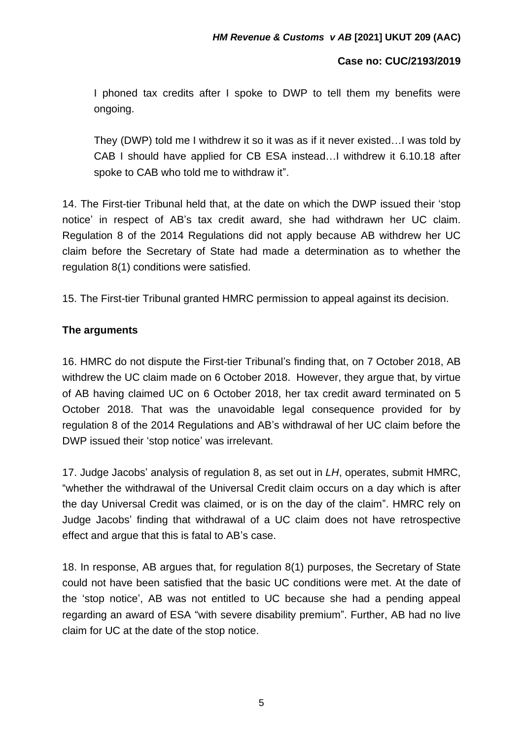I phoned tax credits after I spoke to DWP to tell them my benefits were ongoing.

They (DWP) told me I withdrew it so it was as if it never existed…I was told by CAB I should have applied for CB ESA instead…I withdrew it 6.10.18 after spoke to CAB who told me to withdraw it".

14. The First-tier Tribunal held that, at the date on which the DWP issued their 'stop notice' in respect of AB's tax credit award, she had withdrawn her UC claim. Regulation 8 of the 2014 Regulations did not apply because AB withdrew her UC claim before the Secretary of State had made a determination as to whether the regulation 8(1) conditions were satisfied.

15. The First-tier Tribunal granted HMRC permission to appeal against its decision.

**The arguments**

16. HMRC do not dispute the First-tier Tribunal's finding that, on 7 October 2018, AB withdrew the UC claim made on 6 October 2018. However, they argue that, by virtue of AB having claimed UC on 6 October 2018, her tax credit award terminated on 5 October 2018. That was the unavoidable legal consequence provided for by regulation 8 of the 2014 Regulations and AB's withdrawal of her UC claim before the DWP issued their 'stop notice' was irrelevant.

17. Judge Jacobs' analysis of regulation 8, as set out in *LH*, operates, submit HMRC, "whether the withdrawal of the Universal Credit claim occurs on a day which is after the day Universal Credit was claimed, or is on the day of the claim". HMRC rely on Judge Jacobs' finding that withdrawal of a UC claim does not have retrospective effect and argue that this is fatal to AB's case.

18. In response, AB argues that, for regulation 8(1) purposes, the Secretary of State could not have been satisfied that the basic UC conditions were met. At the date of the 'stop notice', AB was not entitled to UC because she had a pending appeal regarding an award of ESA "with severe disability premium". Further, AB had no live claim for UC at the date of the stop notice.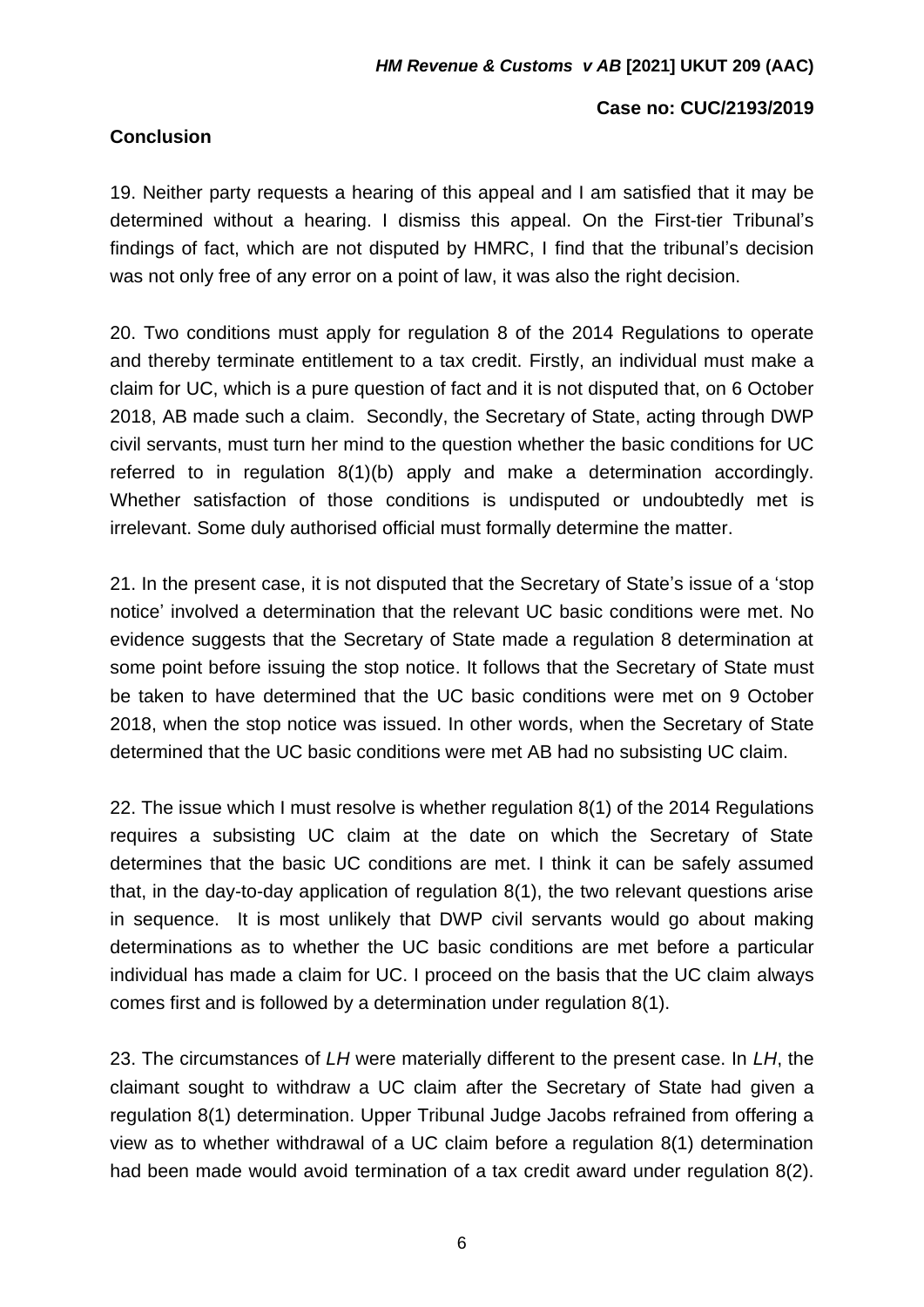## Conclusion

19. Neither party requests a hearing of this appeal and I am satisfied that it may be determined without a hearing. I dismiss this appeal. On the First-tier Tribunal's findings of fact, which are not disputed by HMRC, I find that the tribunal's decision was not only free of any error on a point of law, it was also the right decision.

20. Two conditions must apply for regulation 8 of the 2014 Regulations to operate and thereby terminate entitlement to a tax credit. Firstly, an individual must make a claim for UC, which is a pure question of fact and it is not disputed that, on 6 October 2018, AB made such a claim. Secondly, the Secretary of State, acting through DWP civil servants, must turn her mind to the question whether the basic conditions for UC referred to in regulation 8(1)(b) apply and make a determination accordingly. Whether satisfaction of those conditions is undisputed or undoubtedly met is irrelevant. Some duly authorised official must formally determine the matter.

21. In the present case, it is not disputed that the Secretary of State's issue of a 'stop notice' involved a determination that the relevant UC basic conditions were met. No evidence suggests that the Secretary of State made a regulation 8 determination at some point before issuing the stop notice. It follows that the Secretary of State must be taken to have determined that the UC basic conditions were met on 9 October 2018, when the stop notice was issued. In other words, when the Secretary of State determined that the UC basic conditions were met AB had no subsisting UC claim.

22. The issue which I must resolve is whether regulation 8(1) of the 2014 Regulations requires a subsisting UC claim at the date on which the Secretary of State determines that the basic UC conditions are met. I think it can be safely assumed that, in the day-to-day application of regulation 8(1), the two relevant questions arise in sequence. It is most unlikely that DWP civil servants would go about making determinations as to whether the UC basic conditions are met before a particular individual has made a claim for UC. I proceed on the basis that the UC claim always comes first and is followed by a determination under regulation 8(1).

23. The circumstances of *LH* were materially different to the present case. In *LH*, the claimant sought to withdraw a UC claim after the Secretary of State had given a regulation 8(1) determination. Upper Tribunal Judge Jacobs refrained from offering a view as to whether withdrawal of a UC claim before a regulation 8(1) determination had been made would avoid termination of a tax credit award under regulation 8(2).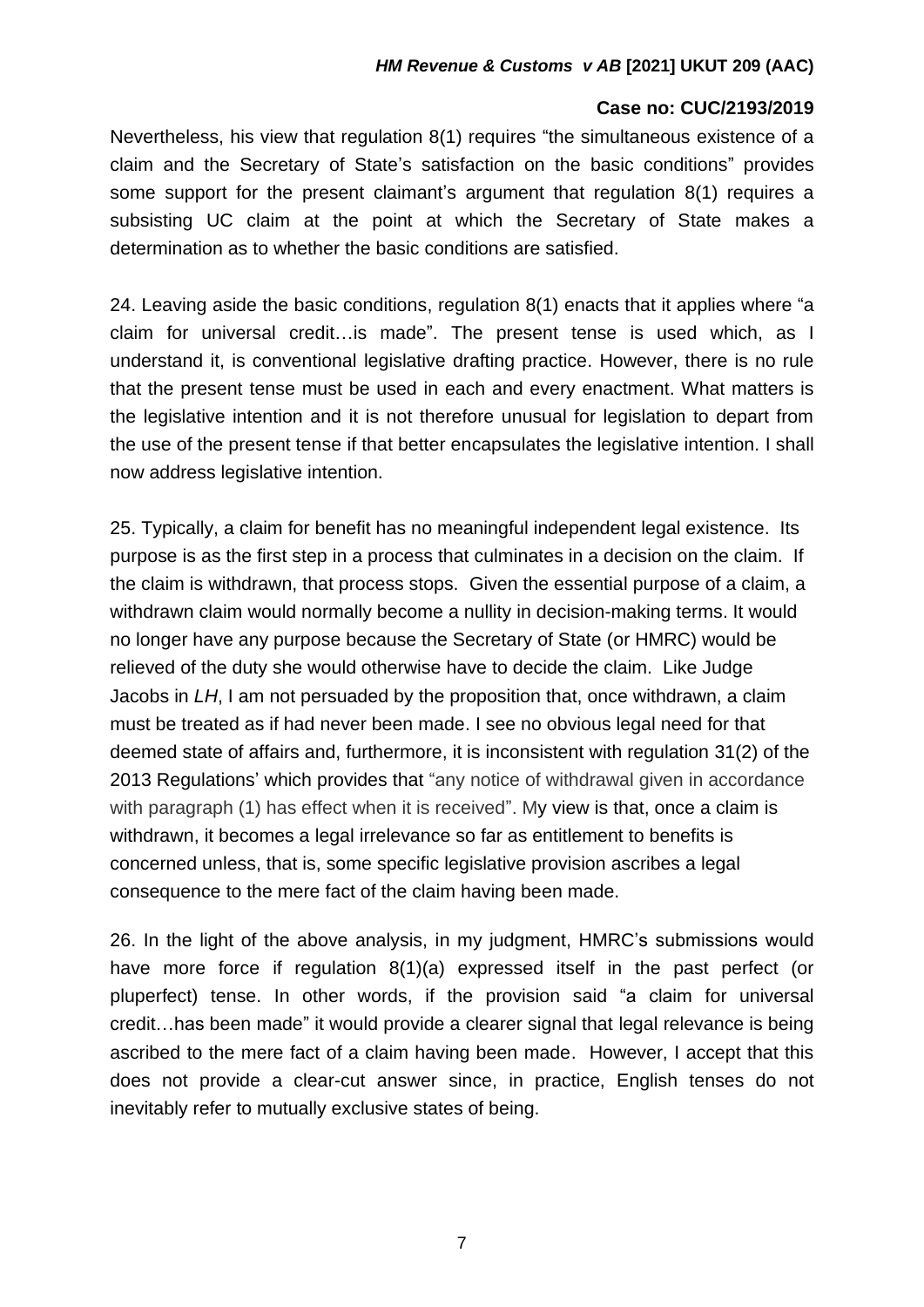Nevertheless, his view that regulation 8(1) requires "the simultaneous existence of a claim and the Secretary of State's satisfaction on the basic conditions" provides some support for the present claimant's argument that regulation 8(1) requires a subsisting UC claim at the point at which the Secretary of State makes a determination as to whether the basic conditions are satisfied.

24. Leaving aside the basic conditions, regulation 8(1) enacts that it applies where "a claim for universal credit…is made". The present tense is used which, as I understand it, is conventional legislative drafting practice. However, there is no rule that the present tense must be used in each and every enactment. What matters is the legislative intention and it is not therefore unusual for legislation to depart from the use of the present tense if that better encapsulates the legislative intention. I shall now address legislative intention.

25. Typically, a claim for benefit has no meaningful independent legal existence. Its purpose is as the first step in a process that culminates in a decision on the claim. If the claim is withdrawn, that process stops. Given the essential purpose of a claim, a withdrawn claim would normally become a nullity in decision-making terms. It would no longer have any purpose because the Secretary of State (or HMRC) would be relieved of the duty she would otherwise have to decide the claim. Like Judge Jacobs in *LH*, I am not persuaded by the proposition that, once withdrawn, a claim must be treated as if had never been made. I see no obvious legal need for that deemed state of affairs and, furthermore, it is inconsistent with regulation 31(2) of the 2013 Regulations' which provides that "any notice of withdrawal given in accordance with paragraph (1) has effect when it is received". My view is that, once a claim is withdrawn, it becomes a legal irrelevance so far as entitlement to benefits is concerned unless, that is, some specific legislative provision ascribes a legal consequence to the mere fact of the claim having been made.

26. In the light of the above analysis, in my judgment, HMRC's submissions would have more force if regulation 8(1)(a) expressed itself in the past perfect (or pluperfect) tense. In other words, if the provision said "a claim for universal credit…has been made" it would provide a clearer signal that legal relevance is being ascribed to the mere fact of a claim having been made. However, I accept that this does not provide a clear-cut answer since, in practice, English tenses do not inevitably refer to mutually exclusive states of being.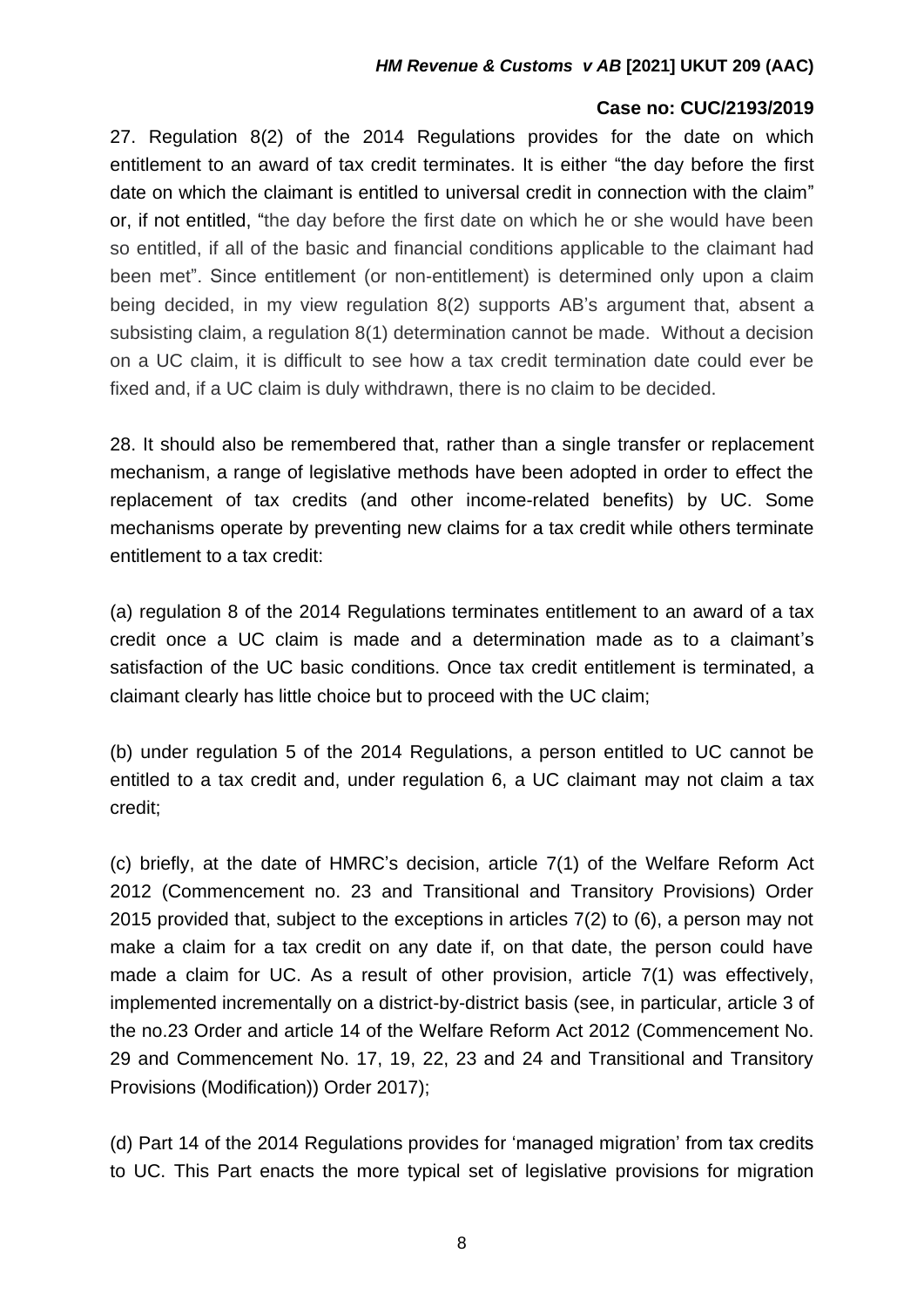27. Regulation 8(2) of the 2014 Regulations provides for the date on which entitlement to an award of tax credit terminates. It is either "the day before the first date on which the claimant is entitled to universal credit in connection with the claim" or, if not entitled, "the day before the first date on which he or she would have been so entitled, if all of the basic and financial conditions applicable to the claimant had been met". Since entitlement (or non-entitlement) is determined only upon a claim being decided, in my view regulation 8(2) supports AB's argument that, absent a subsisting claim, a regulation 8(1) determination cannot be made. Without a decision on a UC claim, it is difficult to see how a tax credit termination date could ever be fixed and, if a UC claim is duly withdrawn, there is no claim to be decided.

28. It should also be remembered that, rather than a single transfer or replacement mechanism, a range of legislative methods have been adopted in order to effect the replacement of tax credits (and other income-related benefits) by UC. Some mechanisms operate by preventing new claims for a tax credit while others terminate entitlement to a tax credit:

(a) regulation 8 of the 2014 Regulations terminates entitlement to an award of a tax credit once a UC claim is made and a determination made as to a claimant's satisfaction of the UC basic conditions. Once tax credit entitlement is terminated, a claimant clearly has little choice but to proceed with the UC claim;

(b) under regulation 5 of the 2014 Regulations, a person entitled to UC cannot be entitled to a tax credit and, under regulation 6, a UC claimant may not claim a tax credit;

(c) briefly, at the date of HMRC's decision, article 7(1) of the Welfare Reform Act 2012 (Commencement no. 23 and Transitional and Transitory Provisions) Order 2015 provided that, subject to the exceptions in articles 7(2) to (6), a person may not make a claim for a tax credit on any date if, on that date, the person could have made a claim for UC. As a result of other provision, article 7(1) was effectively, implemented incrementally on a district-by-district basis (see, in particular, article 3 of the no.23 Order and article 14 of the Welfare Reform Act 2012 (Commencement No. 29 and Commencement No. 17, 19, 22, 23 and 24 and Transitional and Transitory Provisions (Modification)) Order 2017);

(d) Part 14 of the 2014 Regulations provides for 'managed migration' from tax credits to UC. This Part enacts the more typical set of legislative provisions for migration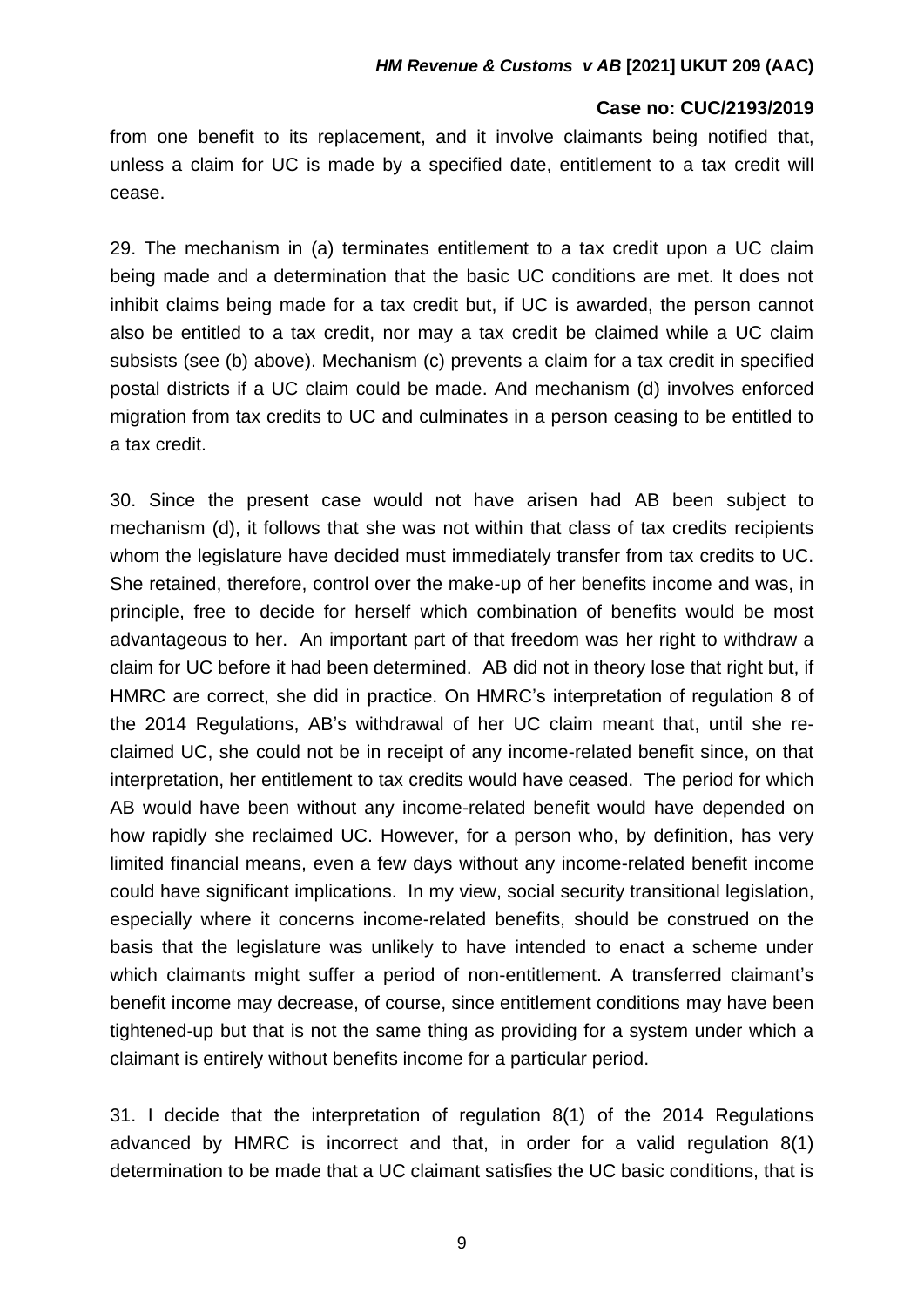from one benefit to its replacement, and it involve claimants being notified that, unless a claim for UC is made by a specified date, entitlement to a tax credit will cease.

29. The mechanism in (a) terminates entitlement to a tax credit upon a UC claim being made and a determination that the basic UC conditions are met. It does not inhibit claims being made for a tax credit but, if UC is awarded, the person cannot also be entitled to a tax credit, nor may a tax credit be claimed while a UC claim subsists (see (b) above). Mechanism (c) prevents a claim for a tax credit in specified postal districts if a UC claim could be made. And mechanism (d) involves enforced migration from tax credits to UC and culminates in a person ceasing to be entitled to a tax credit.

30. Since the present case would not have arisen had AB been subject to mechanism (d), it follows that she was not within that class of tax credits recipients whom the legislature have decided must immediately transfer from tax credits to UC. She retained, therefore, control over the make-up of her benefits income and was, in principle, free to decide for herself which combination of benefits would be most advantageous to her. An important part of that freedom was her right to withdraw a claim for UC before it had been determined. AB did not in theory lose that right but, if HMRC are correct, she did in practice. On HMRC's interpretation of regulation 8 of the 2014 Regulations, AB's withdrawal of her UC claim meant that, until she re-claimed UC, she could not be in receipt of any income-related benefit since, on that interpretation, her entitlement to tax credits would have ceased. The period for which AB would have been without any income-related benefit would have depended on how rapidly she reclaimed UC. However, for a person who, by definition, has very limited financial means, even a few days without any income-related benefit income could have significant implications. In my view, social security transitional legislation, especially where it concerns income-related benefits, should be construed on the basis that the legislature was unlikely to have intended to enact a scheme under which claimants might suffer a period of non-entitlement. A transferred claimant's benefit income may decrease, of course, since entitlement conditions may have been tightened-up but that is not the same thing as providing for a system under which a claimant is entirely without benefits income for a particular period.

31. I decide that the interpretation of regulation 8(1) of the 2014 Regulations advanced by HMRC is incorrect and that, in order for a valid regulation 8(1) determination to be made that a UC claimant satisfies the UC basic conditions, that is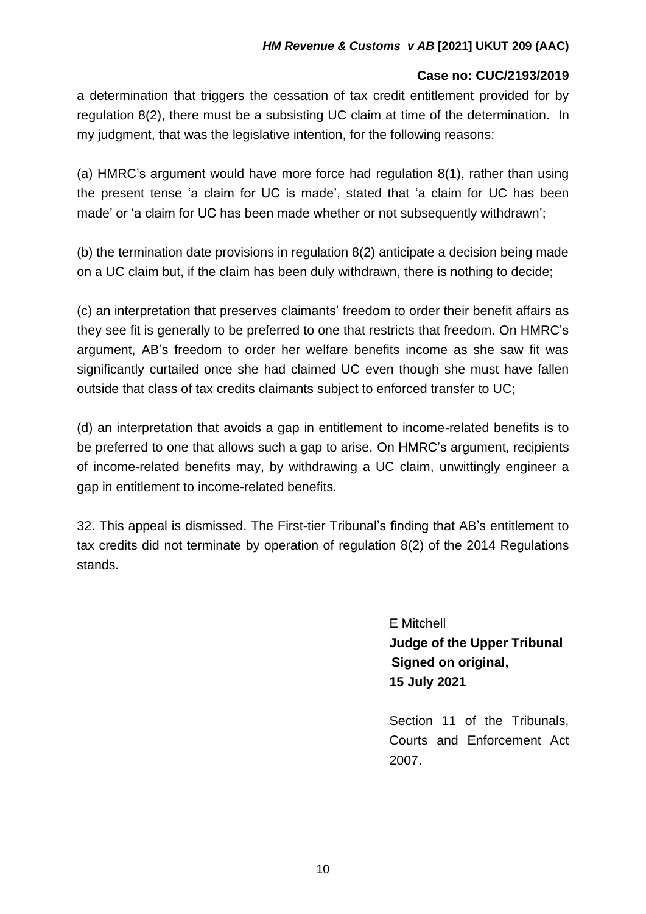a determination that triggers the cessation of tax credit entitlement provided for by regulation 8(2), there must be a subsisting UC claim at time of the determination. In my judgment, that was the legislative intention, for the following reasons:

(a) HMRC's argument would have more force had regulation 8(1), rather than using the present tense 'a claim for UC is made', stated that 'a claim for UC has been made' or 'a claim for UC has been made whether or not subsequently withdrawn';

(b) the termination date provisions in regulation 8(2) anticipate a decision being made on a UC claim but, if the claim has been duly withdrawn, there is nothing to decide;

(c) an interpretation that preserves claimants' freedom to order their benefit affairs as they see fit is generally to be preferred to one that restricts that freedom. On HMRC's argument, AB's freedom to order her welfare benefits income as she saw fit was significantly curtailed once she had claimed UC even though she must have fallen outside that class of tax credits claimants subject to enforced transfer to UC;

(d) an interpretation that avoids a gap in entitlement to income-related benefits is to be preferred to one that allows such a gap to arise. On HMRC's argument, recipients of income-related benefits may, by withdrawing a UC claim, unwittingly engineer a gap in entitlement to income-related benefits.

32. This appeal is dismissed. The First-tier Tribunal's finding that AB's entitlement to tax credits did not terminate by operation of regulation 8(2) of the 2014 Regulations stands.

E Mitchell
**Judge of the Upper Tribunal**
**Signed on original,**
**15 July 2021**

Section 11 of the Tribunals, Courts and Enforcement Act 2007.